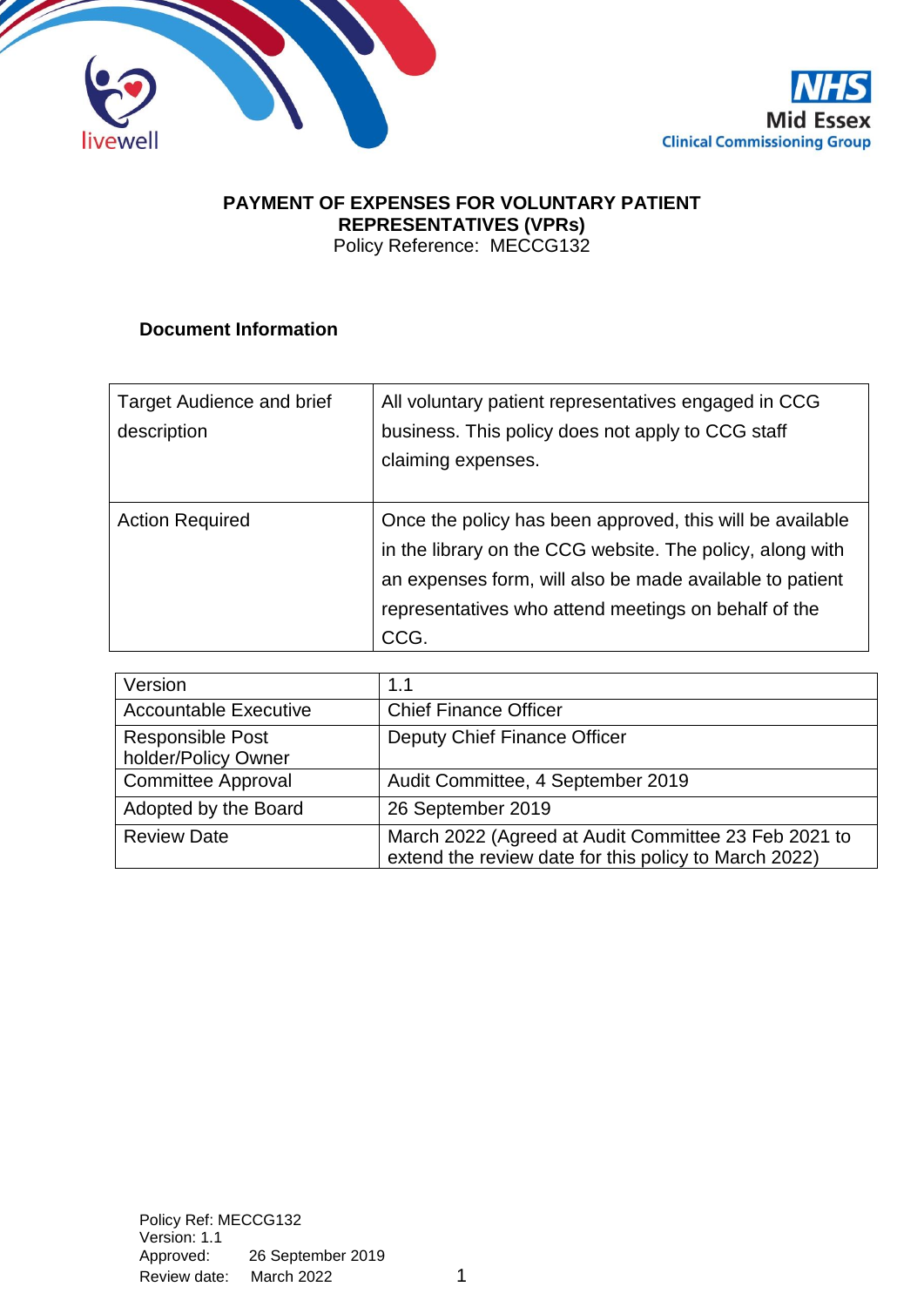**PAYMENT OF EXPENSES FOR VOLUNTARY PATIENT REPRESENTATIVES (VPRs)**

Policy Reference: MECCG132

**Document Information**

| Target Audience and brief description | All voluntary patient representatives engaged in CCG business. This policy does not apply to CCG staff claiming expenses. |
|---|---|
| Action Required | Once the policy has been approved, this will be available in the library on the CCG website. The policy, along with an expenses form, will also be made available to patient representatives who attend meetings on behalf of the CCG. |

| Version | 1.1 |
|---|---|
| Accountable Executive | Chief Finance Officer |
| Responsible Post holder/Policy Owner | Deputy Chief Finance Officer |
| Committee Approval | Audit Committee, 4 September 2019 |
| Adopted by the Board | 26 September 2019 |
| Review Date | March 2022 (Agreed at Audit Committee 23 Feb 2021 to extend the review date for this policy to March 2022) |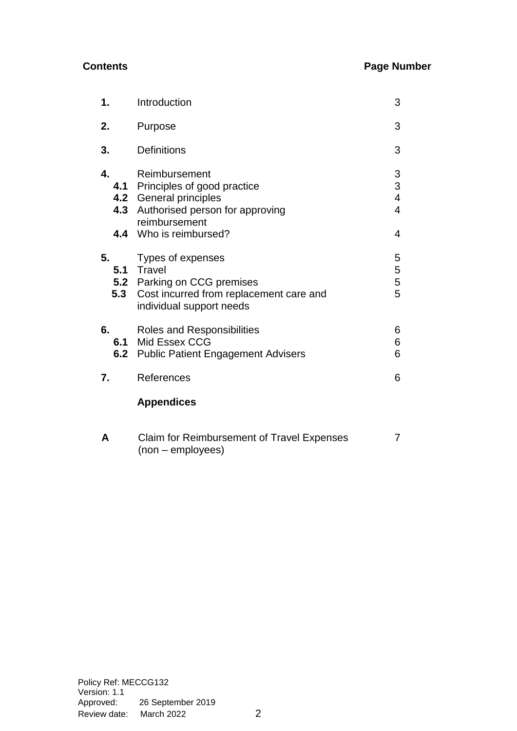| Contents | | Page Number |
|---|---|---|
| **1.** | Introduction | 3 |
| **2.** | Purpose | 3 |
| **3.** | Definitions | 3 |
| **4.** | Reimbursement | 3 |
| **4.1** | Principles of good practice | 3 |
| **4.2** | General principles | 4 |
| **4.3** | Authorised person for approving reimbursement | 4 |
| **4.4** | Who is reimbursed? | 4 |
| **5.** | Types of expenses | 5 |
| **5.1** | Travel | 5 |
| **5.2** | Parking on CCG premises | 5 |
| **5.3** | Cost incurred from replacement care and individual support needs | 5 |
| **6.** | Roles and Responsibilities | 6 |
| **6.1** | Mid Essex CCG | 6 |
| **6.2** | Public Patient Engagement Advisers | 6 |
| **7.** | References | 6 |
| | **Appendices** | |
| **A** | Claim for Reimbursement of Travel Expenses (non – employees) | 7 |

Policy Ref: MECCG132
Version: 1.1
Approved: 26 September 2019
Review date: March 2022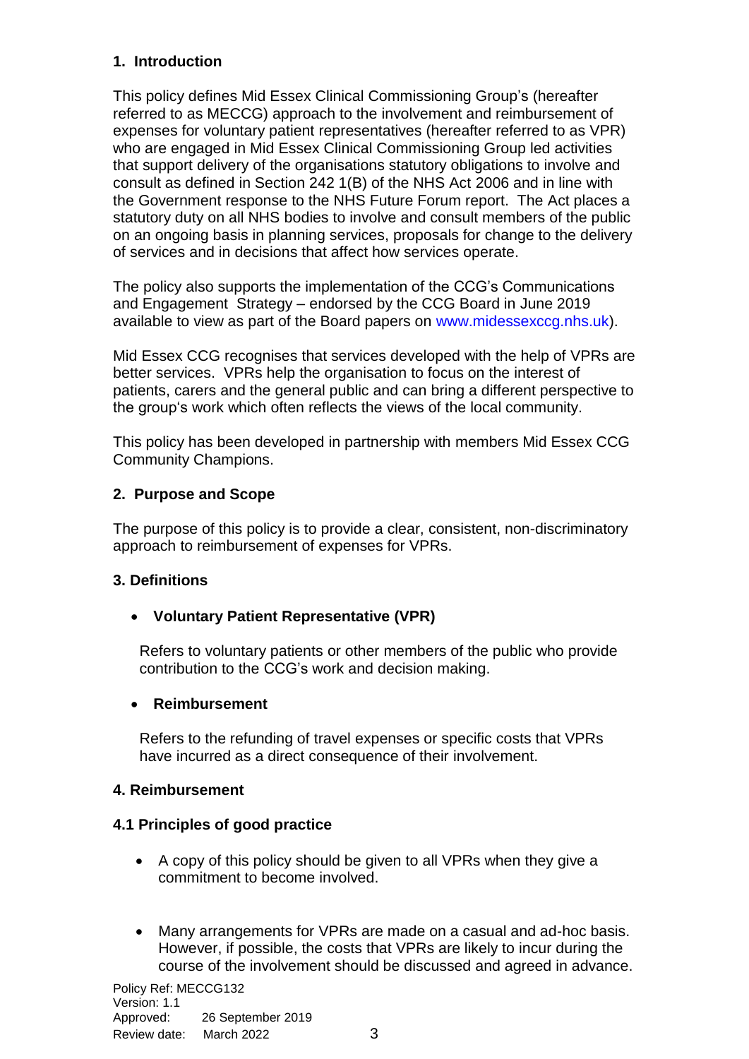## 1. Introduction

This policy defines Mid Essex Clinical Commissioning Group's (hereafter referred to as MECCG) approach to the involvement and reimbursement of expenses for voluntary patient representatives (hereafter referred to as VPR) who are engaged in Mid Essex Clinical Commissioning Group led activities that support delivery of the organisations statutory obligations to involve and consult as defined in Section 242 1(B) of the NHS Act 2006 and in line with the Government response to the NHS Future Forum report. The Act places a statutory duty on all NHS bodies to involve and consult members of the public on an ongoing basis in planning services, proposals for change to the delivery of services and in decisions that affect how services operate.

The policy also supports the implementation of the CCG's Communications and Engagement Strategy – endorsed by the CCG Board in June 2019 available to view as part of the Board papers on www.midessexccg.nhs.uk).

Mid Essex CCG recognises that services developed with the help of VPRs are better services. VPRs help the organisation to focus on the interest of patients, carers and the general public and can bring a different perspective to the group's work which often reflects the views of the local community.

This policy has been developed in partnership with members Mid Essex CCG Community Champions.

## 2. Purpose and Scope

The purpose of this policy is to provide a clear, consistent, non-discriminatory approach to reimbursement of expenses for VPRs.

## 3. Definitions

- **Voluntary Patient Representative (VPR)**

  Refers to voluntary patients or other members of the public who provide contribution to the CCG's work and decision making.

- **Reimbursement**

  Refers to the refunding of travel expenses or specific costs that VPRs have incurred as a direct consequence of their involvement.

## 4. Reimbursement

### 4.1 Principles of good practice

- A copy of this policy should be given to all VPRs when they give a commitment to become involved.

- Many arrangements for VPRs are made on a casual and ad-hoc basis. However, if possible, the costs that VPRs are likely to incur during the course of the involvement should be discussed and agreed in advance.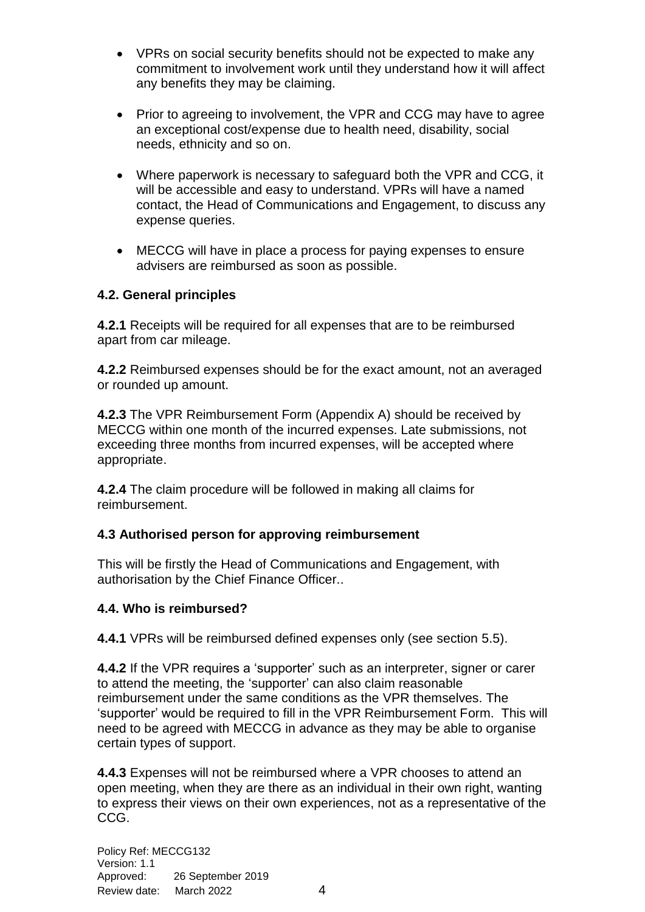- VPRs on social security benefits should not be expected to make any commitment to involvement work until they understand how it will affect any benefits they may be claiming.

- Prior to agreeing to involvement, the VPR and CCG may have to agree an exceptional cost/expense due to health need, disability, social needs, ethnicity and so on.

- Where paperwork is necessary to safeguard both the VPR and CCG, it will be accessible and easy to understand. VPRs will have a named contact, the Head of Communications and Engagement, to discuss any expense queries.

- MECCG will have in place a process for paying expenses to ensure advisers are reimbursed as soon as possible.

### 4.2. General principles

**4.2.1** Receipts will be required for all expenses that are to be reimbursed apart from car mileage.

**4.2.2** Reimbursed expenses should be for the exact amount, not an averaged or rounded up amount.

**4.2.3** The VPR Reimbursement Form (Appendix A) should be received by MECCG within one month of the incurred expenses. Late submissions, not exceeding three months from incurred expenses, will be accepted where appropriate.

**4.2.4** The claim procedure will be followed in making all claims for reimbursement.

### 4.3 Authorised person for approving reimbursement

This will be firstly the Head of Communications and Engagement, with authorisation by the Chief Finance Officer..

### 4.4. Who is reimbursed?

**4.4.1** VPRs will be reimbursed defined expenses only (see section 5.5).

**4.4.2** If the VPR requires a 'supporter' such as an interpreter, signer or carer to attend the meeting, the 'supporter' can also claim reasonable reimbursement under the same conditions as the VPR themselves. The 'supporter' would be required to fill in the VPR Reimbursement Form. This will need to be agreed with MECCG in advance as they may be able to organise certain types of support.

**4.4.3** Expenses will not be reimbursed where a VPR chooses to attend an open meeting, when they are there as an individual in their own right, wanting to express their views on their own experiences, not as a representative of the CCG.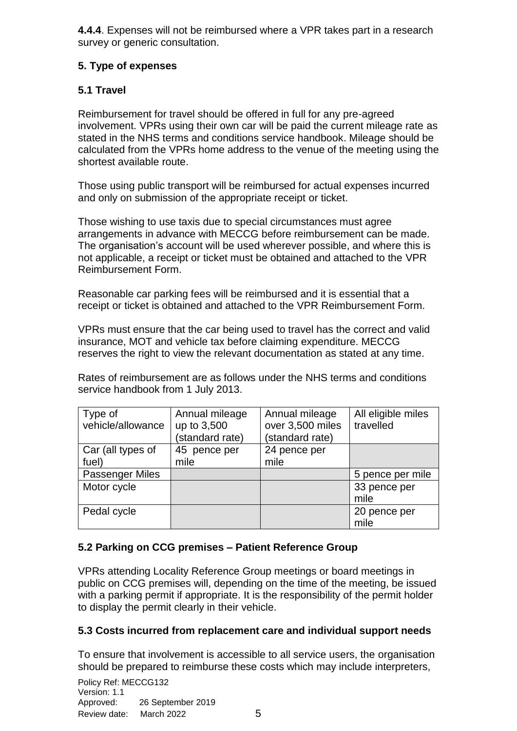**4.4.4**. Expenses will not be reimbursed where a VPR takes part in a research survey or generic consultation.

### 5. Type of expenses

#### 5.1 Travel

Reimbursement for travel should be offered in full for any pre-agreed involvement. VPRs using their own car will be paid the current mileage rate as stated in the NHS terms and conditions service handbook. Mileage should be calculated from the VPRs home address to the venue of the meeting using the shortest available route.

Those using public transport will be reimbursed for actual expenses incurred and only on submission of the appropriate receipt or ticket.

Those wishing to use taxis due to special circumstances must agree arrangements in advance with MECCG before reimbursement can be made. The organisation's account will be used wherever possible, and where this is not applicable, a receipt or ticket must be obtained and attached to the VPR Reimbursement Form.

Reasonable car parking fees will be reimbursed and it is essential that a receipt or ticket is obtained and attached to the VPR Reimbursement Form.

VPRs must ensure that the car being used to travel has the correct and valid insurance, MOT and vehicle tax before claiming expenditure. MECCG reserves the right to view the relevant documentation as stated at any time.

Rates of reimbursement are as follows under the NHS terms and conditions service handbook from 1 July 2013.

| Type of vehicle/allowance | Annual mileage up to 3,500 (standard rate) | Annual mileage over 3,500 miles (standard rate) | All eligible miles travelled |
|---|---|---|---|
| Car (all types of fuel) | 45 pence per mile | 24 pence per mile | |
| Passenger Miles | | | 5 pence per mile |
| Motor cycle | | | 33 pence per mile |
| Pedal cycle | | | 20 pence per mile |

#### 5.2 Parking on CCG premises – Patient Reference Group

VPRs attending Locality Reference Group meetings or board meetings in public on CCG premises will, depending on the time of the meeting, be issued with a parking permit if appropriate. It is the responsibility of the permit holder to display the permit clearly in their vehicle.

#### 5.3 Costs incurred from replacement care and individual support needs

To ensure that involvement is accessible to all service users, the organisation should be prepared to reimburse these costs which may include interpreters,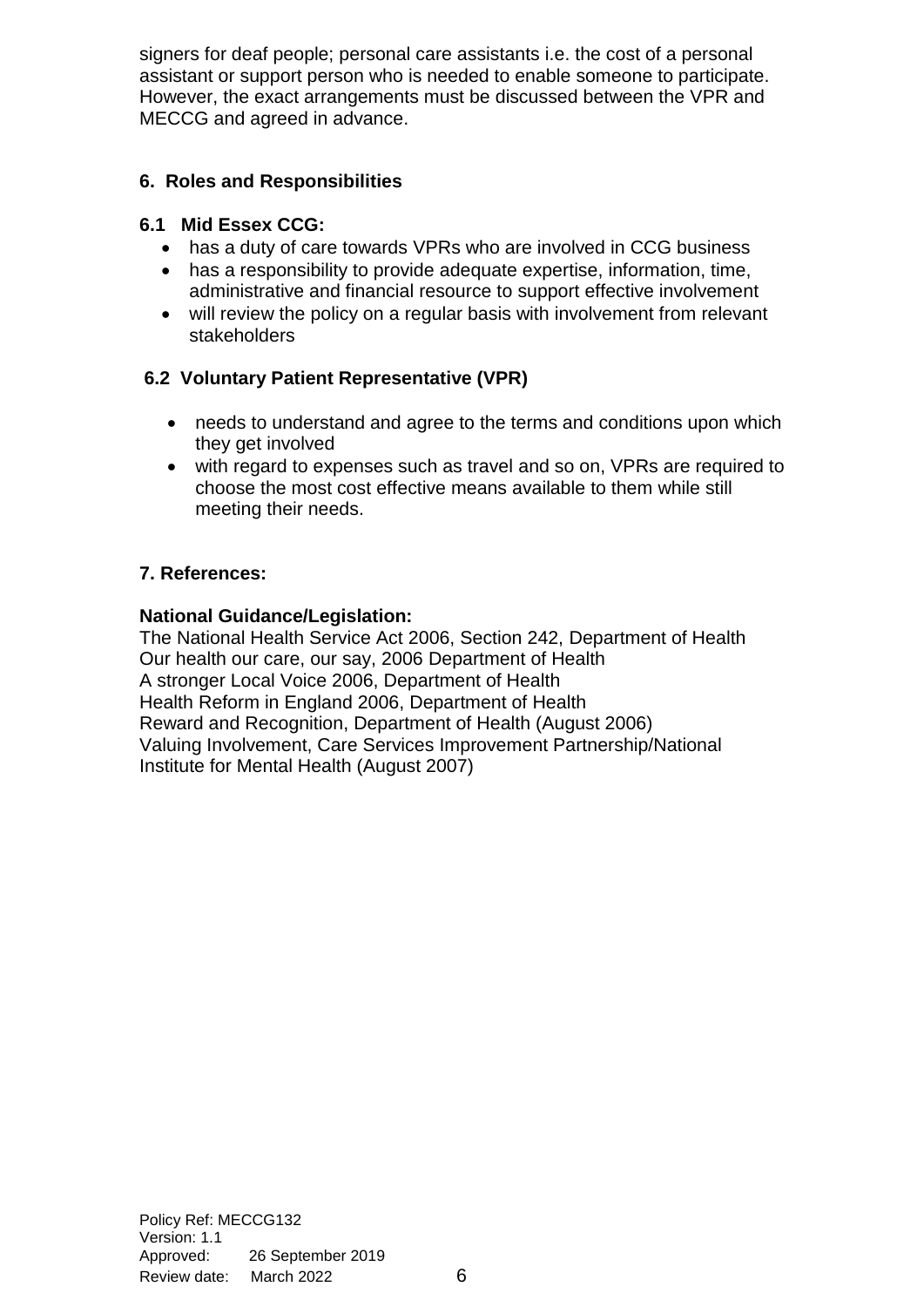signers for deaf people; personal care assistants i.e. the cost of a personal assistant or support person who is needed to enable someone to participate. However, the exact arrangements must be discussed between the VPR and MECCG and agreed in advance.

## 6. Roles and Responsibilities

### 6.1 Mid Essex CCG:

- has a duty of care towards VPRs who are involved in CCG business
- has a responsibility to provide adequate expertise, information, time, administrative and financial resource to support effective involvement
- will review the policy on a regular basis with involvement from relevant stakeholders

### 6.2 Voluntary Patient Representative (VPR)

- needs to understand and agree to the terms and conditions upon which they get involved
- with regard to expenses such as travel and so on, VPRs are required to choose the most cost effective means available to them while still meeting their needs.

## 7. References:

**National Guidance/Legislation:**

The National Health Service Act 2006, Section 242, Department of Health
Our health our care, our say, 2006 Department of Health
A stronger Local Voice 2006, Department of Health
Health Reform in England 2006, Department of Health
Reward and Recognition, Department of Health (August 2006)
Valuing Involvement, Care Services Improvement Partnership/National Institute for Mental Health (August 2007)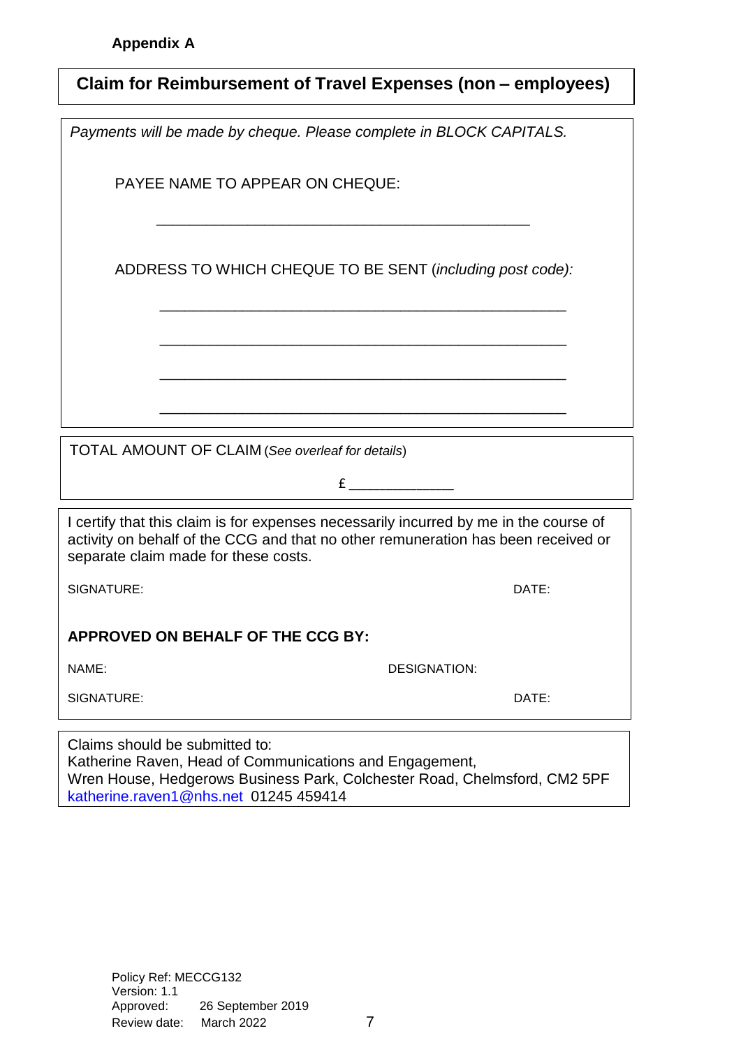**Appendix A**

## Claim for Reimbursement of Travel Expenses (non – employees)

*Payments will be made by cheque. Please complete in BLOCK CAPITALS.*

PAYEE NAME TO APPEAR ON CHEQUE:

_______________________________________________

ADDRESS TO WHICH CHEQUE TO BE SENT (*including post code):*

_______________________________________________

_______________________________________________

_______________________________________________

_______________________________________________

TOTAL AMOUNT OF CLAIM (*See overleaf for details*)

£ _____________

I certify that this claim is for expenses necessarily incurred by me in the course of activity on behalf of the CCG and that no other remuneration has been received or separate claim made for these costs.

SIGNATURE: DATE:

**APPROVED ON BEHALF OF THE CCG BY:**

NAME: DESIGNATION:

SIGNATURE: DATE:

Claims should be submitted to:
Katherine Raven, Head of Communications and Engagement,
Wren House, Hedgerows Business Park, Colchester Road, Chelmsford, CM2 5PF
katherine.raven1@nhs.net 01245 459414

Policy Ref: MECCG132
Version: 1.1
Approved: 26 September 2019
Review date: March 2022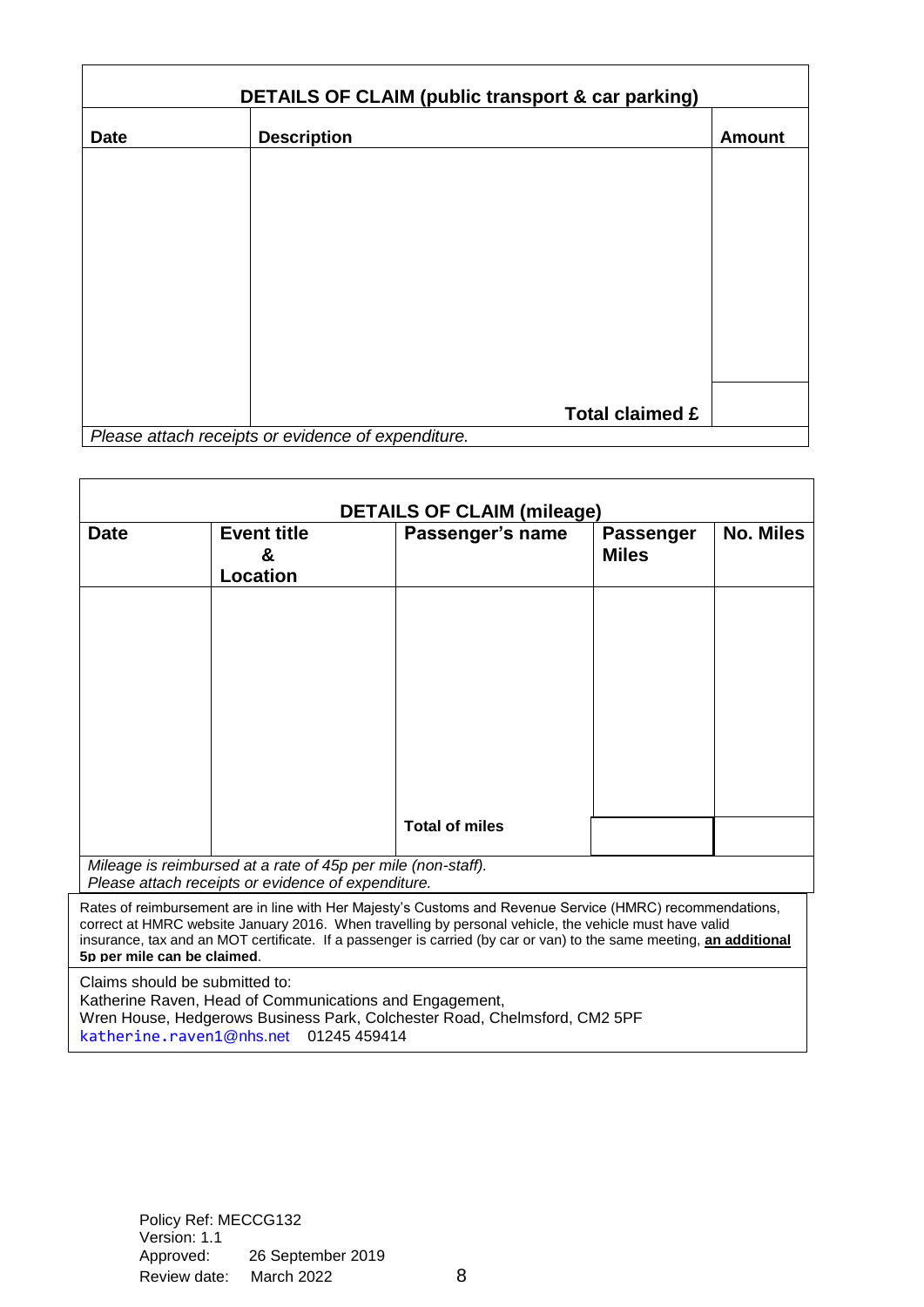| DETAILS OF CLAIM (public transport & car parking) | | |
|---|---|---|
| **Date** | **Description** | **Amount** |
| | | |
| | **Total claimed £** | |

*Please attach receipts or evidence of expenditure.*

| DETAILS OF CLAIM (mileage) | | | | |
|---|---|---|---|---|
| **Date** | **Event title & Location** | **Passenger's name** | **Passenger Miles** | **No. Miles** |
| | | | | |
| | | **Total of miles** | | |

*Mileage is reimbursed at a rate of 45p per mile (non-staff).*
*Please attach receipts or evidence of expenditure.*

Rates of reimbursement are in line with Her Majesty's Customs and Revenue Service (HMRC) recommendations, correct at HMRC website January 2016. When travelling by personal vehicle, the vehicle must have valid insurance, tax and an MOT certificate. If a passenger is carried (by car or van) to the same meeting, **an additional 5p per mile can be claimed**.

Claims should be submitted to:
Katherine Raven, Head of Communications and Engagement,
Wren House, Hedgerows Business Park, Colchester Road, Chelmsford, CM2 5PF
katherine.raven1@nhs.net 01245 459414

Policy Ref: MECCG132
Version: 1.1
Approved: 26 September 2019
Review date: March 2022